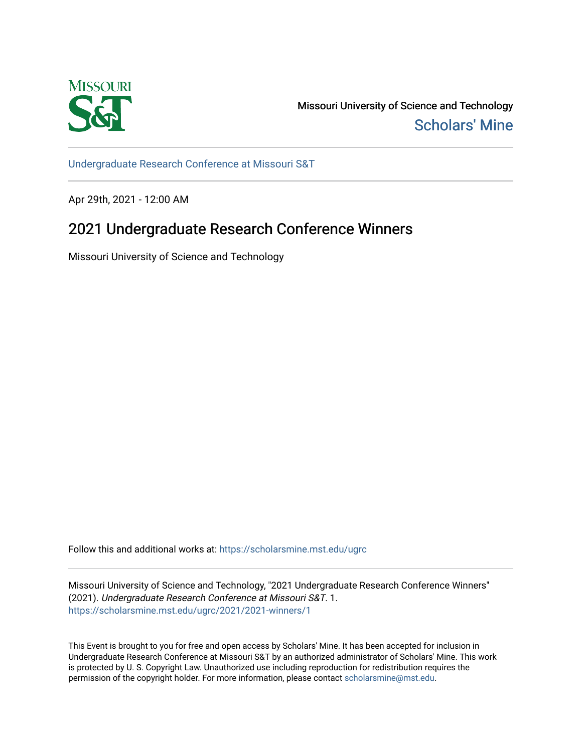Missouri University of Science and Technology

Scholars' Mine

Undergraduate Research Conference at Missouri S&T

Apr 29th, 2021 - 12:00 AM

# 2021 Undergraduate Research Conference Winners

Missouri University of Science and Technology

Follow this and additional works at: https://scholarsmine.mst.edu/ugrc

Missouri University of Science and Technology, "2021 Undergraduate Research Conference Winners" (2021). *Undergraduate Research Conference at Missouri S&T*. 1.
https://scholarsmine.mst.edu/ugrc/2021/2021-winners/1

This Event is brought to you for free and open access by Scholars' Mine. It has been accepted for inclusion in Undergraduate Research Conference at Missouri S&T by an authorized administrator of Scholars' Mine. This work is protected by U. S. Copyright Law. Unauthorized use including reproduction for redistribution requires the permission of the copyright holder. For more information, please contact scholarsmine@mst.edu.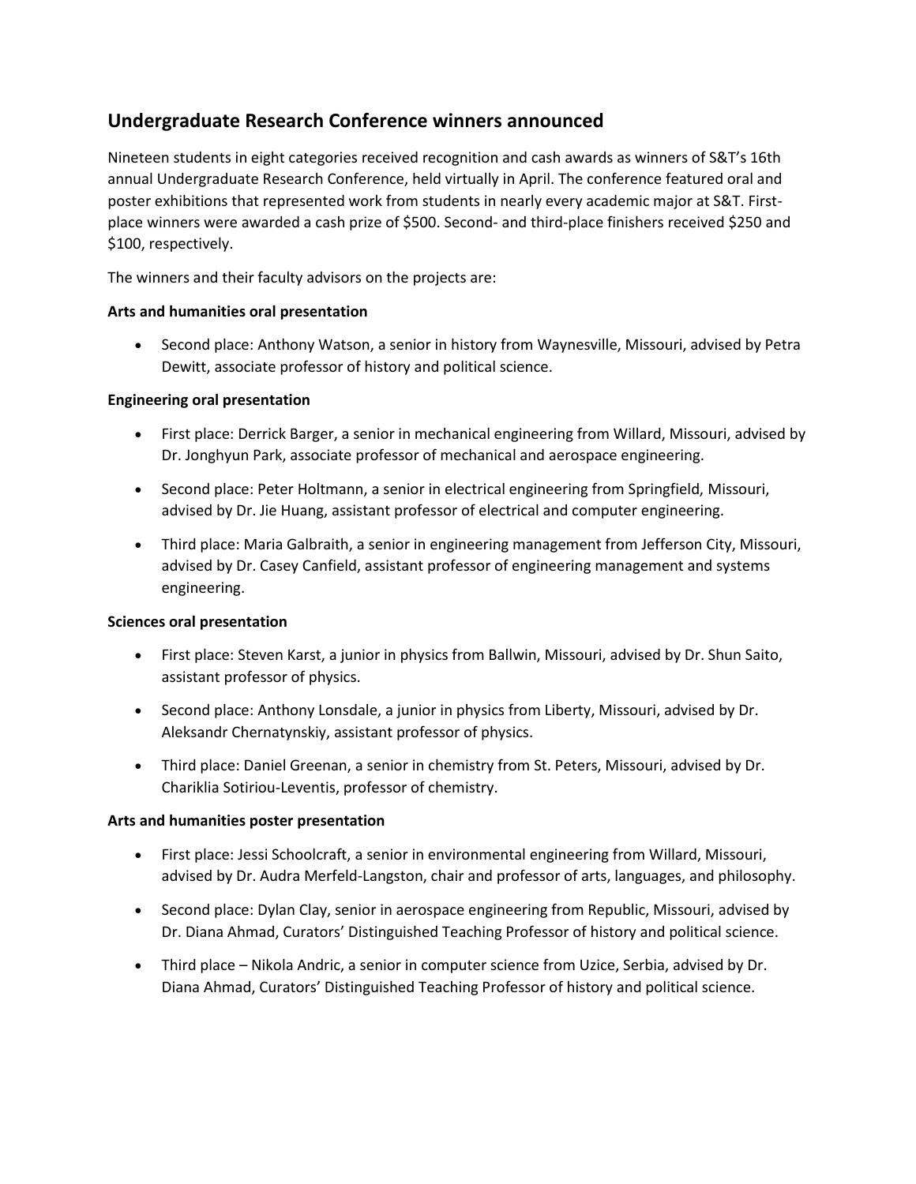## Undergraduate Research Conference winners announced

Nineteen students in eight categories received recognition and cash awards as winners of S&T's 16th annual Undergraduate Research Conference, held virtually in April. The conference featured oral and poster exhibitions that represented work from students in nearly every academic major at S&T. First-place winners were awarded a cash prize of $500. Second- and third-place finishers received $250 and $100, respectively.

The winners and their faculty advisors on the projects are:

**Arts and humanities oral presentation**

- Second place: Anthony Watson, a senior in history from Waynesville, Missouri, advised by Petra Dewitt, associate professor of history and political science.

**Engineering oral presentation**

- First place: Derrick Barger, a senior in mechanical engineering from Willard, Missouri, advised by Dr. Jonghyun Park, associate professor of mechanical and aerospace engineering.
- Second place: Peter Holtmann, a senior in electrical engineering from Springfield, Missouri, advised by Dr. Jie Huang, assistant professor of electrical and computer engineering.
- Third place: Maria Galbraith, a senior in engineering management from Jefferson City, Missouri, advised by Dr. Casey Canfield, assistant professor of engineering management and systems engineering.

**Sciences oral presentation**

- First place: Steven Karst, a junior in physics from Ballwin, Missouri, advised by Dr. Shun Saito, assistant professor of physics.
- Second place: Anthony Lonsdale, a junior in physics from Liberty, Missouri, advised by Dr. Aleksandr Chernatynskiy, assistant professor of physics.
- Third place: Daniel Greenan, a senior in chemistry from St. Peters, Missouri, advised by Dr. Chariklia Sotiriou-Leventis, professor of chemistry.

**Arts and humanities poster presentation**

- First place: Jessi Schoolcraft, a senior in environmental engineering from Willard, Missouri, advised by Dr. Audra Merfeld-Langston, chair and professor of arts, languages, and philosophy.
- Second place: Dylan Clay, senior in aerospace engineering from Republic, Missouri, advised by Dr. Diana Ahmad, Curators' Distinguished Teaching Professor of history and political science.
- Third place – Nikola Andric, a senior in computer science from Uzice, Serbia, advised by Dr. Diana Ahmad, Curators' Distinguished Teaching Professor of history and political science.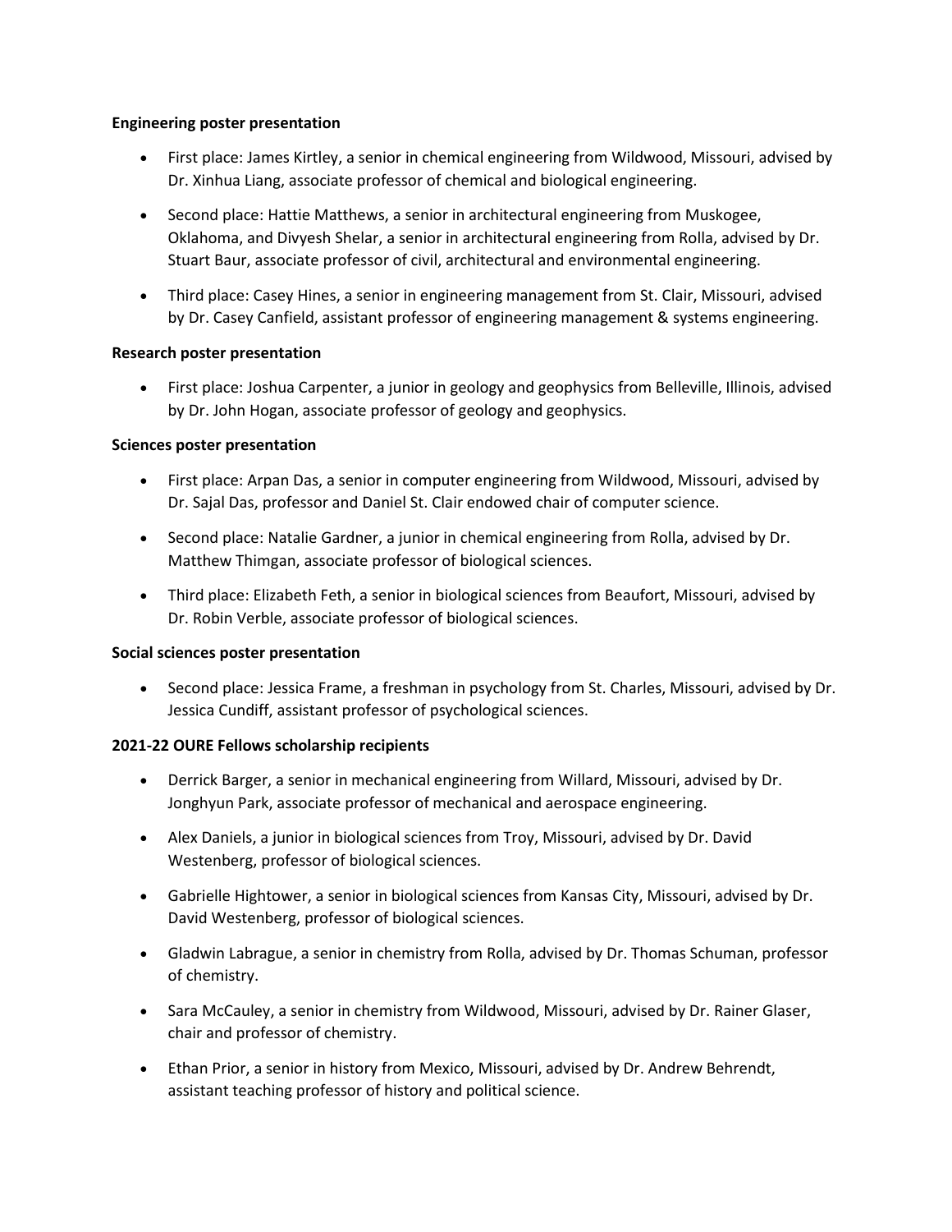**Engineering poster presentation**

- First place: James Kirtley, a senior in chemical engineering from Wildwood, Missouri, advised by Dr. Xinhua Liang, associate professor of chemical and biological engineering.
- Second place: Hattie Matthews, a senior in architectural engineering from Muskogee, Oklahoma, and Divyesh Shelar, a senior in architectural engineering from Rolla, advised by Dr. Stuart Baur, associate professor of civil, architectural and environmental engineering.
- Third place: Casey Hines, a senior in engineering management from St. Clair, Missouri, advised by Dr. Casey Canfield, assistant professor of engineering management & systems engineering.

**Research poster presentation**

- First place: Joshua Carpenter, a junior in geology and geophysics from Belleville, Illinois, advised by Dr. John Hogan, associate professor of geology and geophysics.

**Sciences poster presentation**

- First place: Arpan Das, a senior in computer engineering from Wildwood, Missouri, advised by Dr. Sajal Das, professor and Daniel St. Clair endowed chair of computer science.
- Second place: Natalie Gardner, a junior in chemical engineering from Rolla, advised by Dr. Matthew Thimgan, associate professor of biological sciences.
- Third place: Elizabeth Feth, a senior in biological sciences from Beaufort, Missouri, advised by Dr. Robin Verble, associate professor of biological sciences.

**Social sciences poster presentation**

- Second place: Jessica Frame, a freshman in psychology from St. Charles, Missouri, advised by Dr. Jessica Cundiff, assistant professor of psychological sciences.

**2021-22 OURE Fellows scholarship recipients**

- Derrick Barger, a senior in mechanical engineering from Willard, Missouri, advised by Dr. Jonghyun Park, associate professor of mechanical and aerospace engineering.
- Alex Daniels, a junior in biological sciences from Troy, Missouri, advised by Dr. David Westenberg, professor of biological sciences.
- Gabrielle Hightower, a senior in biological sciences from Kansas City, Missouri, advised by Dr. David Westenberg, professor of biological sciences.
- Gladwin Labrague, a senior in chemistry from Rolla, advised by Dr. Thomas Schuman, professor of chemistry.
- Sara McCauley, a senior in chemistry from Wildwood, Missouri, advised by Dr. Rainer Glaser, chair and professor of chemistry.
- Ethan Prior, a senior in history from Mexico, Missouri, advised by Dr. Andrew Behrendt, assistant teaching professor of history and political science.